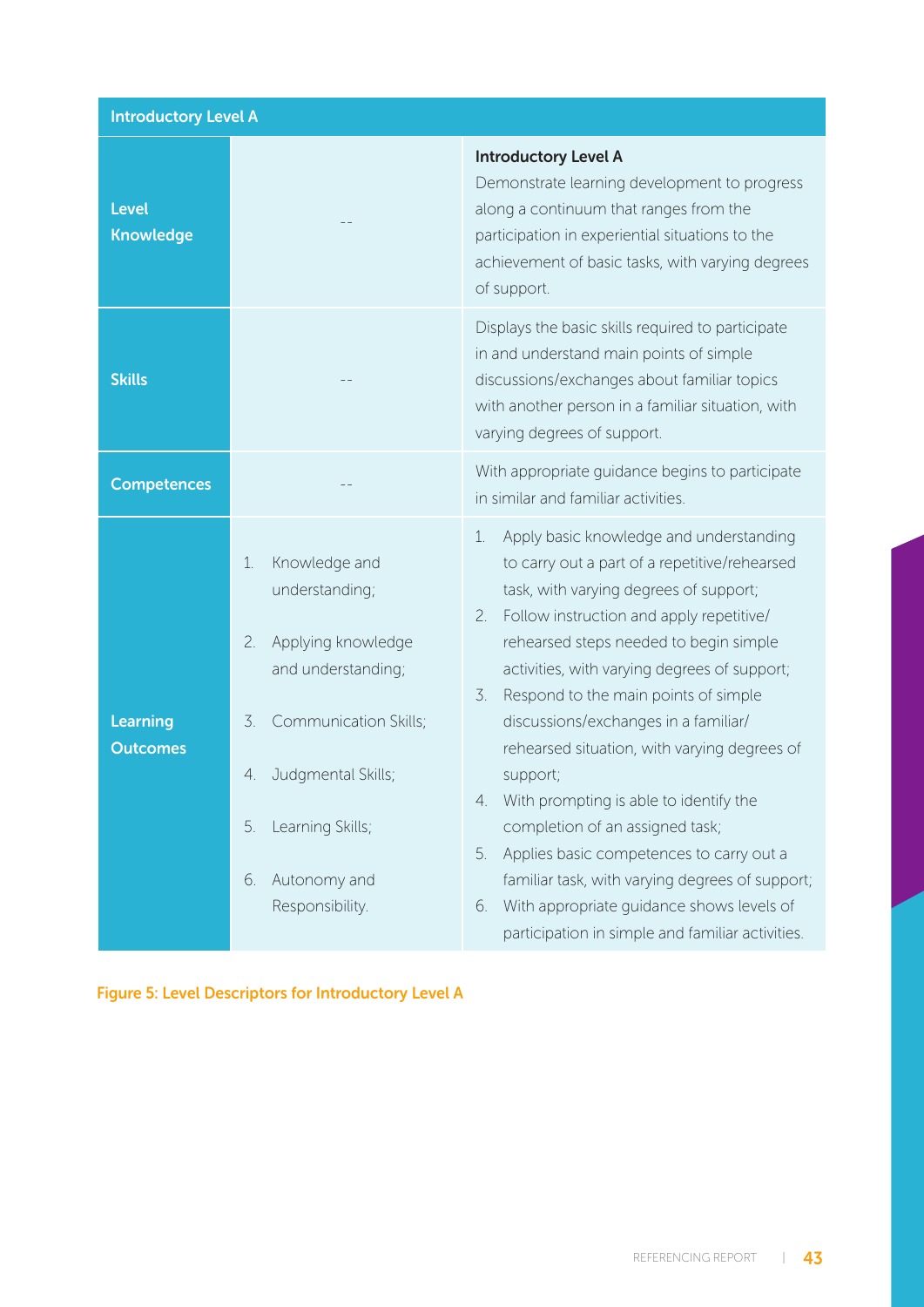| Introductory Level A | | |
|---|---|---|
| **Level Knowledge** | -- | **Introductory Level A**<br>Demonstrate learning development to progress along a continuum that ranges from the participation in experiential situations to the achievement of basic tasks, with varying degrees of support. |
| **Skills** | -- | Displays the basic skills required to participate in and understand main points of simple discussions/exchanges about familiar topics with another person in a familiar situation, with varying degrees of support. |
| **Competences** | -- | With appropriate guidance begins to participate in similar and familiar activities. |
| **Learning Outcomes** | 1. Knowledge and understanding;<br>2. Applying knowledge and understanding;<br>3. Communication Skills;<br>4. Judgmental Skills;<br>5. Learning Skills;<br>6. Autonomy and Responsibility. | 1. Apply basic knowledge and understanding to carry out a part of a repetitive/rehearsed task, with varying degrees of support;<br>2. Follow instruction and apply repetitive/ rehearsed steps needed to begin simple activities, with varying degrees of support;<br>3. Respond to the main points of simple discussions/exchanges in a familiar/ rehearsed situation, with varying degrees of support;<br>4. With prompting is able to identify the completion of an assigned task;<br>5. Applies basic competences to carry out a familiar task, with varying degrees of support;<br>6. With appropriate guidance shows levels of participation in simple and familiar activities. |

Figure 5: Level Descriptors for Introductory Level A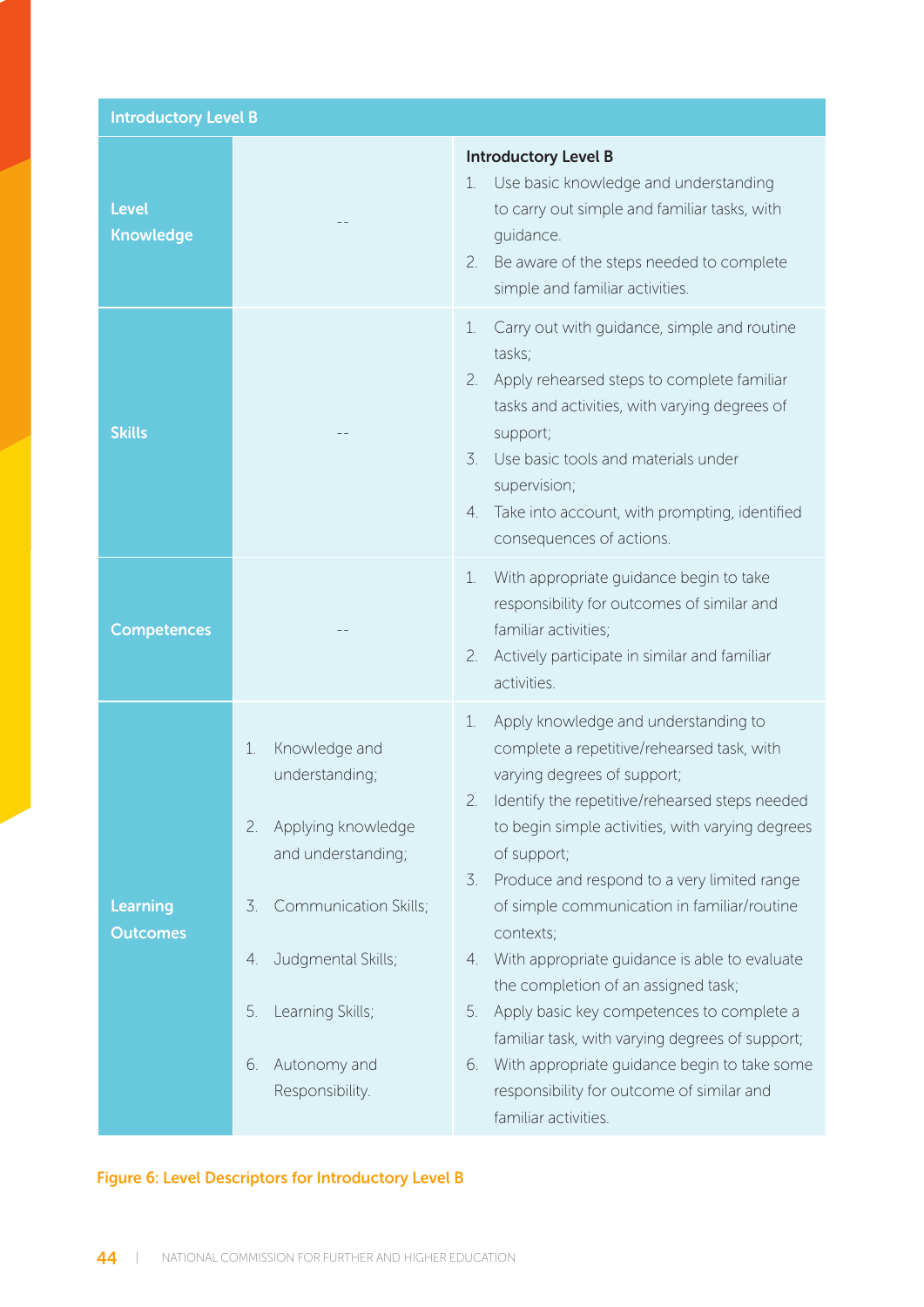| Introductory Level B | | |
|---|---|---|
| **Level Knowledge** | -- | **Introductory Level B**<br>1. Use basic knowledge and understanding to carry out simple and familiar tasks, with guidance.<br>2. Be aware of the steps needed to complete simple and familiar activities. |
| **Skills** | -- | 1. Carry out with guidance, simple and routine tasks;<br>2. Apply rehearsed steps to complete familiar tasks and activities, with varying degrees of support;<br>3. Use basic tools and materials under supervision;<br>4. Take into account, with prompting, identified consequences of actions. |
| **Competences** | -- | 1. With appropriate guidance begin to take responsibility for outcomes of similar and familiar activities;<br>2. Actively participate in similar and familiar activities. |
| **Learning Outcomes** | 1. Knowledge and understanding;<br>2. Applying knowledge and understanding;<br>3. Communication Skills;<br>4. Judgmental Skills;<br>5. Learning Skills;<br>6. Autonomy and Responsibility. | 1. Apply knowledge and understanding to complete a repetitive/rehearsed task, with varying degrees of support;<br>2. Identify the repetitive/rehearsed steps needed to begin simple activities, with varying degrees of support;<br>3. Produce and respond to a very limited range of simple communication in familiar/routine contexts;<br>4. With appropriate guidance is able to evaluate the completion of an assigned task;<br>5. Apply basic key competences to complete a familiar task, with varying degrees of support;<br>6. With appropriate guidance begin to take some responsibility for outcome of similar and familiar activities. |

Figure 6: Level Descriptors for Introductory Level B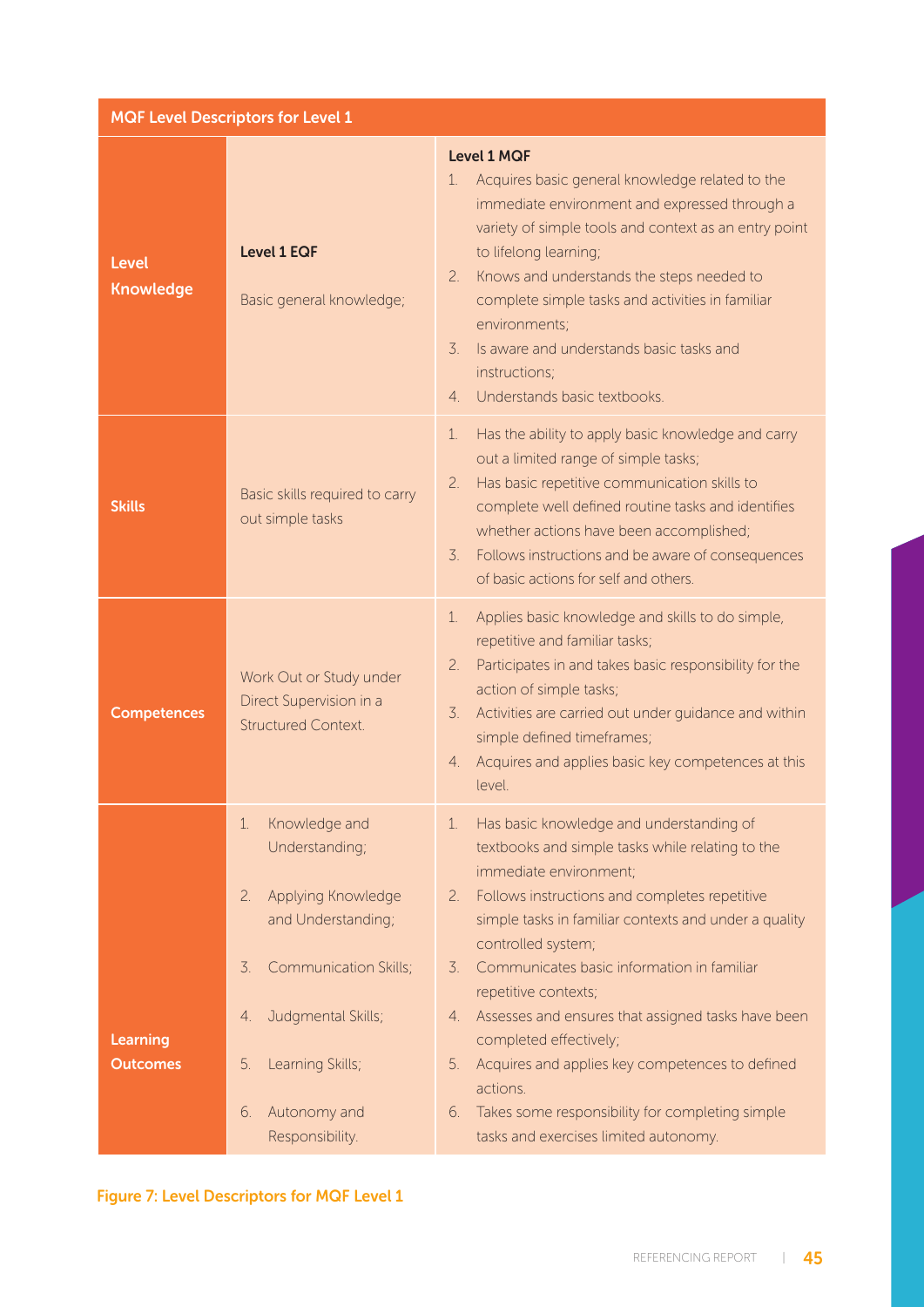| MQF Level Descriptors for Level 1 | | |
|---|---|---|
| **Level Knowledge** | **Level 1 EQF**<br>Basic general knowledge; | **Level 1 MQF**<br>1. Acquires basic general knowledge related to the immediate environment and expressed through a variety of simple tools and context as an entry point to lifelong learning;<br>2. Knows and understands the steps needed to complete simple tasks and activities in familiar environments;<br>3. Is aware and understands basic tasks and instructions;<br>4. Understands basic textbooks. |
| **Skills** | Basic skills required to carry out simple tasks | 1. Has the ability to apply basic knowledge and carry out a limited range of simple tasks;<br>2. Has basic repetitive communication skills to complete well defined routine tasks and identifies whether actions have been accomplished;<br>3. Follows instructions and be aware of consequences of basic actions for self and others. |
| **Competences** | Work Out or Study under Direct Supervision in a Structured Context. | 1. Applies basic knowledge and skills to do simple, repetitive and familiar tasks;<br>2. Participates in and takes basic responsibility for the action of simple tasks;<br>3. Activities are carried out under guidance and within simple defined timeframes;<br>4. Acquires and applies basic key competences at this level. |
| **Learning Outcomes** | 1. Knowledge and Understanding;<br>2. Applying Knowledge and Understanding;<br>3. Communication Skills;<br>4. Judgmental Skills;<br>5. Learning Skills;<br>6. Autonomy and Responsibility. | 1. Has basic knowledge and understanding of textbooks and simple tasks while relating to the immediate environment;<br>2. Follows instructions and completes repetitive simple tasks in familiar contexts and under a quality controlled system;<br>3. Communicates basic information in familiar repetitive contexts;<br>4. Assesses and ensures that assigned tasks have been completed effectively;<br>5. Acquires and applies key competences to defined actions.<br>6. Takes some responsibility for completing simple tasks and exercises limited autonomy. |

Figure 7: Level Descriptors for MQF Level 1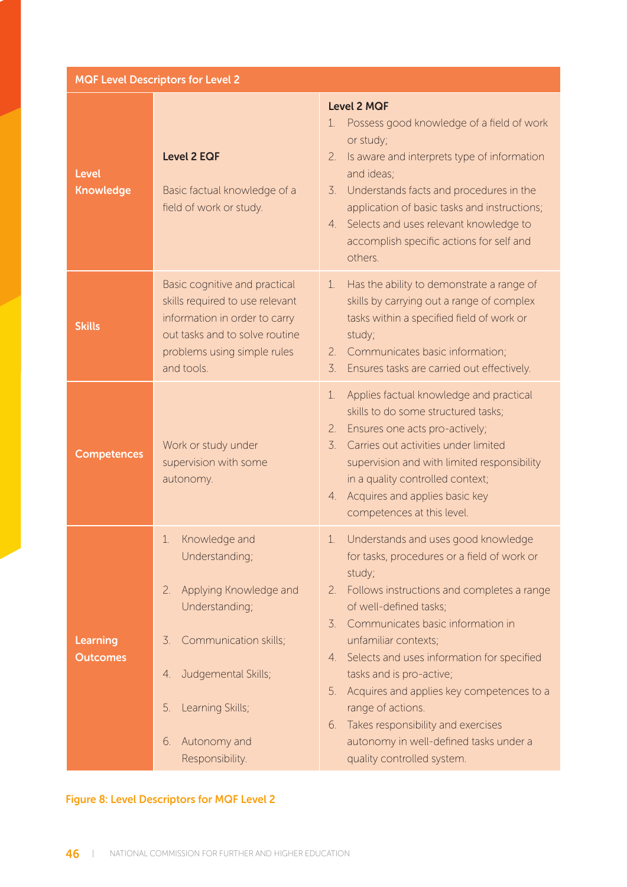| MQF Level Descriptors for Level 2 | | |
|---|---|---|
| **Level Knowledge** | **Level 2 EQF**<br><br>Basic factual knowledge of a field of work or study. | **Level 2 MQF**<br>1. Possess good knowledge of a field of work or study;<br>2. Is aware and interprets type of information and ideas;<br>3. Understands facts and procedures in the application of basic tasks and instructions;<br>4. Selects and uses relevant knowledge to accomplish specific actions for self and others. |
| **Skills** | Basic cognitive and practical skills required to use relevant information in order to carry out tasks and to solve routine problems using simple rules and tools. | 1. Has the ability to demonstrate a range of skills by carrying out a range of complex tasks within a specified field of work or study;<br>2. Communicates basic information;<br>3. Ensures tasks are carried out effectively. |
| **Competences** | Work or study under supervision with some autonomy. | 1. Applies factual knowledge and practical skills to do some structured tasks;<br>2. Ensures one acts pro-actively;<br>3. Carries out activities under limited supervision and with limited responsibility in a quality controlled context;<br>4. Acquires and applies basic key competences at this level. |
| **Learning Outcomes** | 1. Knowledge and Understanding;<br>2. Applying Knowledge and Understanding;<br>3. Communication skills;<br>4. Judgemental Skills;<br>5. Learning Skills;<br>6. Autonomy and Responsibility. | 1. Understands and uses good knowledge for tasks, procedures or a field of work or study;<br>2. Follows instructions and completes a range of well-defined tasks;<br>3. Communicates basic information in unfamiliar contexts;<br>4. Selects and uses information for specified tasks and is pro-active;<br>5. Acquires and applies key competences to a range of actions.<br>6. Takes responsibility and exercises autonomy in well-defined tasks under a quality controlled system. |

Figure 8: Level Descriptors for MQF Level 2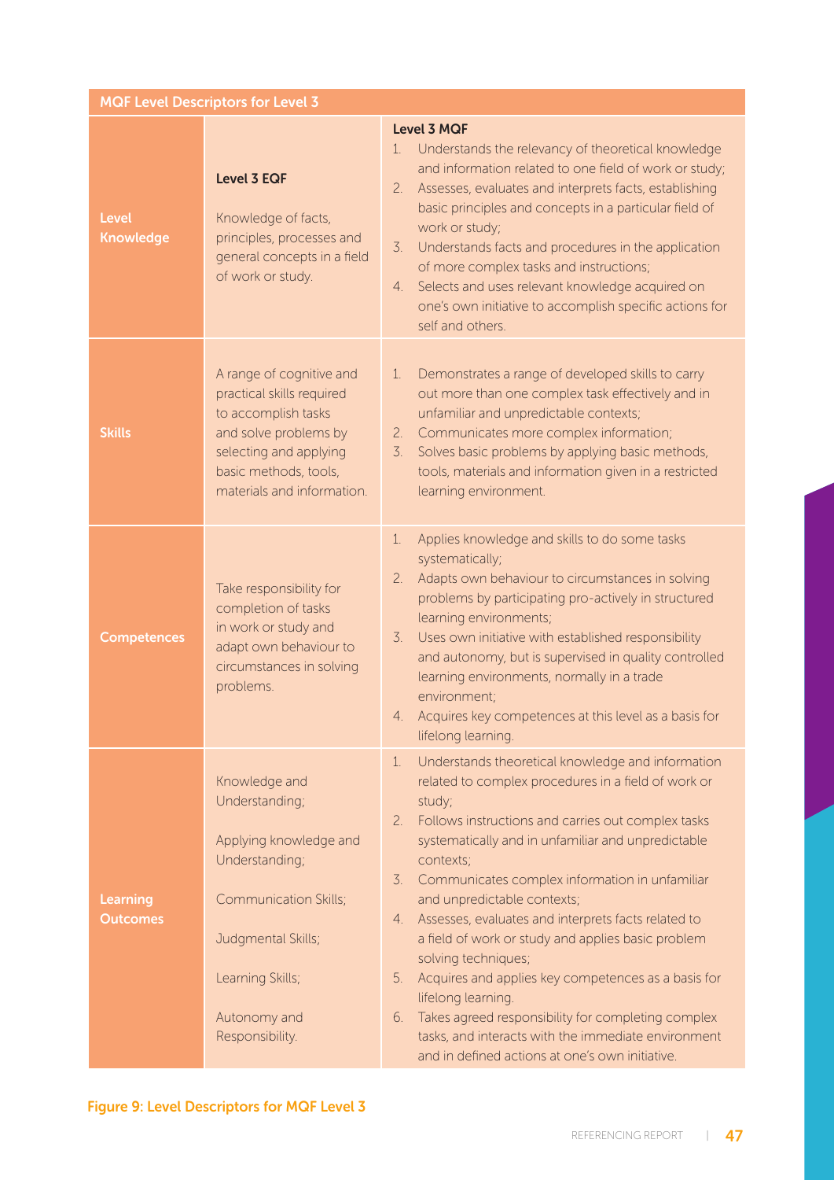| MQF Level Descriptors for Level 3 | | |
|---|---|---|
| Level Knowledge | **Level 3 EQF**<br><br>Knowledge of facts, principles, processes and general concepts in a field of work or study. | **Level 3 MQF**<br>1. Understands the relevancy of theoretical knowledge and information related to one field of work or study;<br>2. Assesses, evaluates and interprets facts, establishing basic principles and concepts in a particular field of work or study;<br>3. Understands facts and procedures in the application of more complex tasks and instructions;<br>4. Selects and uses relevant knowledge acquired on one's own initiative to accomplish specific actions for self and others. |
| Skills | A range of cognitive and practical skills required to accomplish tasks and solve problems by selecting and applying basic methods, tools, materials and information. | 1. Demonstrates a range of developed skills to carry out more than one complex task effectively and in unfamiliar and unpredictable contexts;<br>2. Communicates more complex information;<br>3. Solves basic problems by applying basic methods, tools, materials and information given in a restricted learning environment. |
| Competences | Take responsibility for completion of tasks in work or study and adapt own behaviour to circumstances in solving problems. | 1. Applies knowledge and skills to do some tasks systematically;<br>2. Adapts own behaviour to circumstances in solving problems by participating pro-actively in structured learning environments;<br>3. Uses own initiative with established responsibility and autonomy, but is supervised in quality controlled learning environments, normally in a trade environment;<br>4. Acquires key competences at this level as a basis for lifelong learning. |
| Learning Outcomes | Knowledge and Understanding;<br><br>Applying knowledge and Understanding;<br><br>Communication Skills;<br><br>Judgmental Skills;<br><br>Learning Skills;<br><br>Autonomy and Responsibility. | 1. Understands theoretical knowledge and information related to complex procedures in a field of work or study;<br>2. Follows instructions and carries out complex tasks systematically and in unfamiliar and unpredictable contexts;<br>3. Communicates complex information in unfamiliar and unpredictable contexts;<br>4. Assesses, evaluates and interprets facts related to a field of work or study and applies basic problem solving techniques;<br>5. Acquires and applies key competences as a basis for lifelong learning.<br>6. Takes agreed responsibility for completing complex tasks, and interacts with the immediate environment and in defined actions at one's own initiative. |

Figure 9: Level Descriptors for MQF Level 3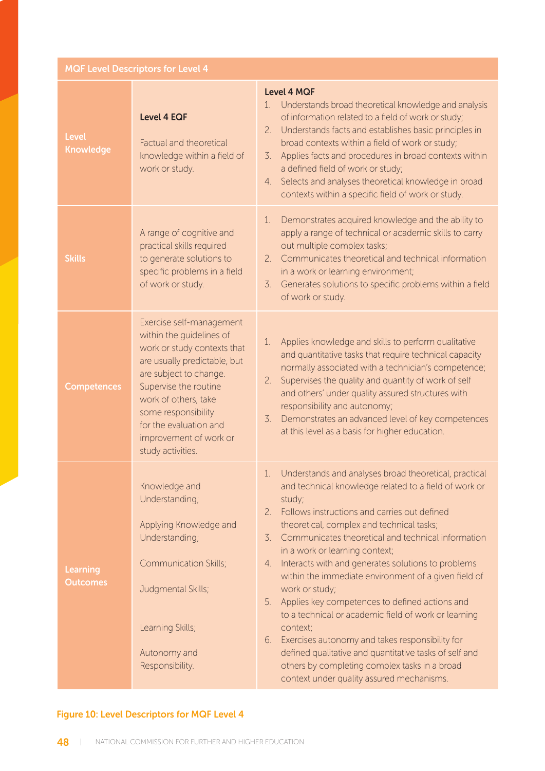| MQF Level Descriptors for Level 4 | | |
|---|---|---|
| **Level Knowledge** | **Level 4 EQF**<br><br>Factual and theoretical knowledge within a field of work or study. | **Level 4 MQF**<br>1. Understands broad theoretical knowledge and analysis of information related to a field of work or study;<br>2. Understands facts and establishes basic principles in broad contexts within a field of work or study;<br>3. Applies facts and procedures in broad contexts within a defined field of work or study;<br>4. Selects and analyses theoretical knowledge in broad contexts within a specific field of work or study. |
| **Skills** | A range of cognitive and practical skills required to generate solutions to specific problems in a field of work or study. | 1. Demonstrates acquired knowledge and the ability to apply a range of technical or academic skills to carry out multiple complex tasks;<br>2. Communicates theoretical and technical information in a work or learning environment;<br>3. Generates solutions to specific problems within a field of work or study. |
| **Competences** | Exercise self-management within the guidelines of work or study contexts that are usually predictable, but are subject to change. Supervise the routine work of others, take some responsibility for the evaluation and improvement of work or study activities. | 1. Applies knowledge and skills to perform qualitative and quantitative tasks that require technical capacity normally associated with a technician's competence;<br>2. Supervises the quality and quantity of work of self and others' under quality assured structures with responsibility and autonomy;<br>3. Demonstrates an advanced level of key competences at this level as a basis for higher education. |
| **Learning Outcomes** | Knowledge and Understanding;<br><br>Applying Knowledge and Understanding;<br><br>Communication Skills;<br><br>Judgmental Skills;<br><br>Learning Skills;<br><br>Autonomy and Responsibility. | 1. Understands and analyses broad theoretical, practical and technical knowledge related to a field of work or study;<br>2. Follows instructions and carries out defined theoretical, complex and technical tasks;<br>3. Communicates theoretical and technical information in a work or learning context;<br>4. Interacts with and generates solutions to problems within the immediate environment of a given field of work or study;<br>5. Applies key competences to defined actions and to a technical or academic field of work or learning context;<br>6. Exercises autonomy and takes responsibility for defined qualitative and quantitative tasks of self and others by completing complex tasks in a broad context under quality assured mechanisms. |

Figure 10: Level Descriptors for MQF Level 4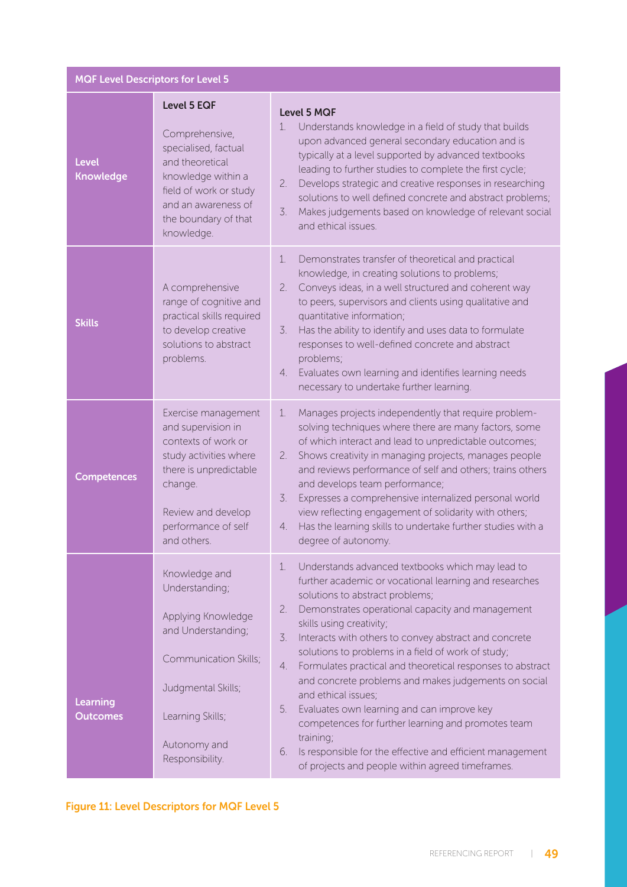| MQF Level Descriptors for Level 5 | | |
|---|---|---|
| Level Knowledge | **Level 5 EQF**<br><br>Comprehensive, specialised, factual and theoretical knowledge within a field of work or study and an awareness of the boundary of that knowledge. | **Level 5 MQF**<br>1. Understands knowledge in a field of study that builds upon advanced general secondary education and is typically at a level supported by advanced textbooks leading to further studies to complete the first cycle;<br>2. Develops strategic and creative responses in researching solutions to well defined concrete and abstract problems;<br>3. Makes judgements based on knowledge of relevant social and ethical issues. |
| Skills | A comprehensive range of cognitive and practical skills required to develop creative solutions to abstract problems. | 1. Demonstrates transfer of theoretical and practical knowledge, in creating solutions to problems;<br>2. Conveys ideas, in a well structured and coherent way to peers, supervisors and clients using qualitative and quantitative information;<br>3. Has the ability to identify and uses data to formulate responses to well-defined concrete and abstract problems;<br>4. Evaluates own learning and identifies learning needs necessary to undertake further learning. |
| Competences | Exercise management and supervision in contexts of work or study activities where there is unpredictable change.<br><br>Review and develop performance of self and others. | 1. Manages projects independently that require problem-solving techniques where there are many factors, some of which interact and lead to unpredictable outcomes;<br>2. Shows creativity in managing projects, manages people and reviews performance of self and others; trains others and develops team performance;<br>3. Expresses a comprehensive internalized personal world view reflecting engagement of solidarity with others;<br>4. Has the learning skills to undertake further studies with a degree of autonomy. |
| Learning Outcomes | Knowledge and Understanding;<br><br>Applying Knowledge and Understanding;<br><br>Communication Skills;<br><br>Judgmental Skills;<br><br>Learning Skills;<br><br>Autonomy and Responsibility. | 1. Understands advanced textbooks which may lead to further academic or vocational learning and researches solutions to abstract problems;<br>2. Demonstrates operational capacity and management skills using creativity;<br>3. Interacts with others to convey abstract and concrete solutions to problems in a field of work of study;<br>4. Formulates practical and theoretical responses to abstract and concrete problems and makes judgements on social and ethical issues;<br>5. Evaluates own learning and can improve key competences for further learning and promotes team training;<br>6. Is responsible for the effective and efficient management of projects and people within agreed timeframes. |

**Figure 11: Level Descriptors for MQF Level 5**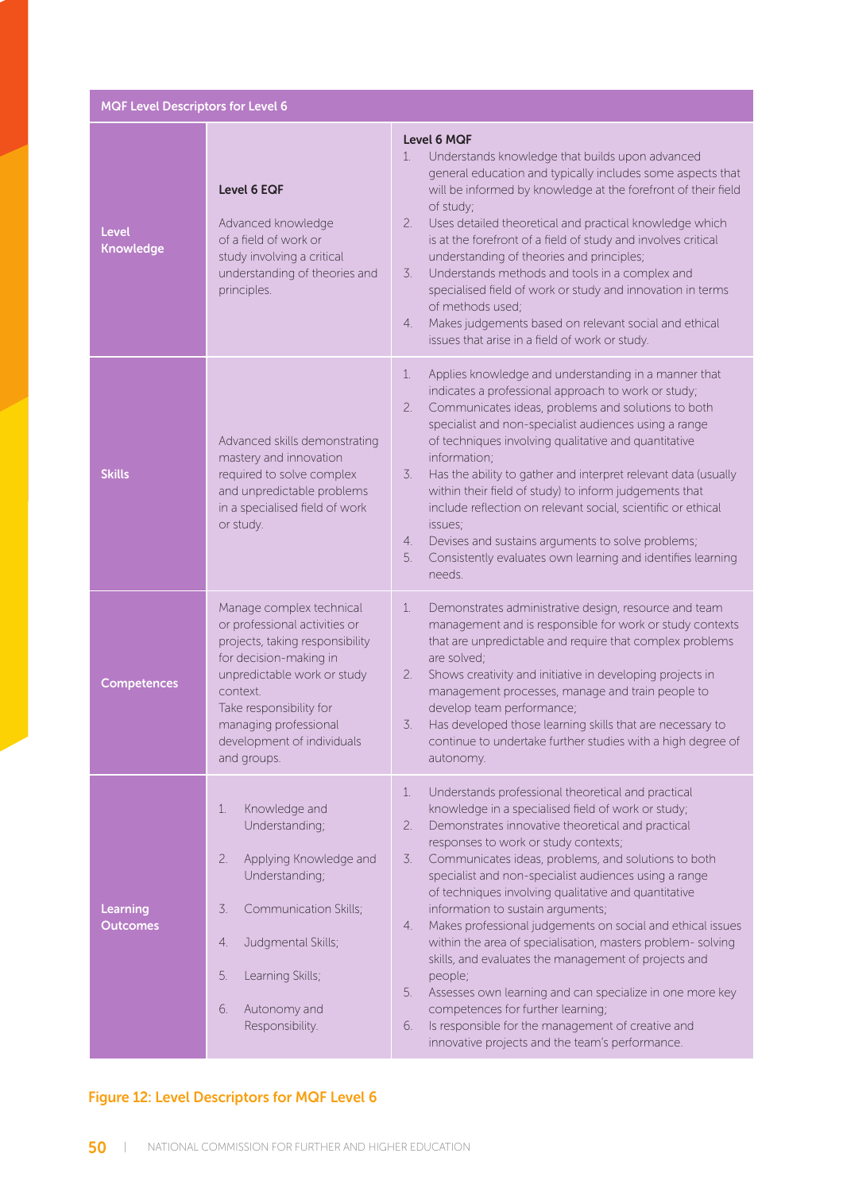| MQF Level Descriptors for Level 6 | | |
|---|---|---|
| **Level Knowledge** | **Level 6 EQF**<br><br>Advanced knowledge of a field of work or study involving a critical understanding of theories and principles. | **Level 6 MQF**<br>1. Understands knowledge that builds upon advanced general education and typically includes some aspects that will be informed by knowledge at the forefront of their field of study;<br>2. Uses detailed theoretical and practical knowledge which is at the forefront of a field of study and involves critical understanding of theories and principles;<br>3. Understands methods and tools in a complex and specialised field of work or study and innovation in terms of methods used;<br>4. Makes judgements based on relevant social and ethical issues that arise in a field of work or study. |
| **Skills** | Advanced skills demonstrating mastery and innovation required to solve complex and unpredictable problems in a specialised field of work or study. | 1. Applies knowledge and understanding in a manner that indicates a professional approach to work or study;<br>2. Communicates ideas, problems and solutions to both specialist and non-specialist audiences using a range of techniques involving qualitative and quantitative information;<br>3. Has the ability to gather and interpret relevant data (usually within their field of study) to inform judgements that include reflection on relevant social, scientific or ethical issues;<br>4. Devises and sustains arguments to solve problems;<br>5. Consistently evaluates own learning and identifies learning needs. |
| **Competences** | Manage complex technical or professional activities or projects, taking responsibility for decision-making in unpredictable work or study context.<br>Take responsibility for managing professional development of individuals and groups. | 1. Demonstrates administrative design, resource and team management and is responsible for work or study contexts that are unpredictable and require that complex problems are solved;<br>2. Shows creativity and initiative in developing projects in management processes, manage and train people to develop team performance;<br>3. Has developed those learning skills that are necessary to continue to undertake further studies with a high degree of autonomy. |
| **Learning Outcomes** | 1. Knowledge and Understanding;<br>2. Applying Knowledge and Understanding;<br>3. Communication Skills;<br>4. Judgmental Skills;<br>5. Learning Skills;<br>6. Autonomy and Responsibility. | 1. Understands professional theoretical and practical knowledge in a specialised field of work or study;<br>2. Demonstrates innovative theoretical and practical responses to work or study contexts;<br>3. Communicates ideas, problems, and solutions to both specialist and non-specialist audiences using a range of techniques involving qualitative and quantitative information to sustain arguments;<br>4. Makes professional judgements on social and ethical issues within the area of specialisation, masters problem- solving skills, and evaluates the management of projects and people;<br>5. Assesses own learning and can specialize in one more key competences for further learning;<br>6. Is responsible for the management of creative and innovative projects and the team's performance. |

Figure 12: Level Descriptors for MQF Level 6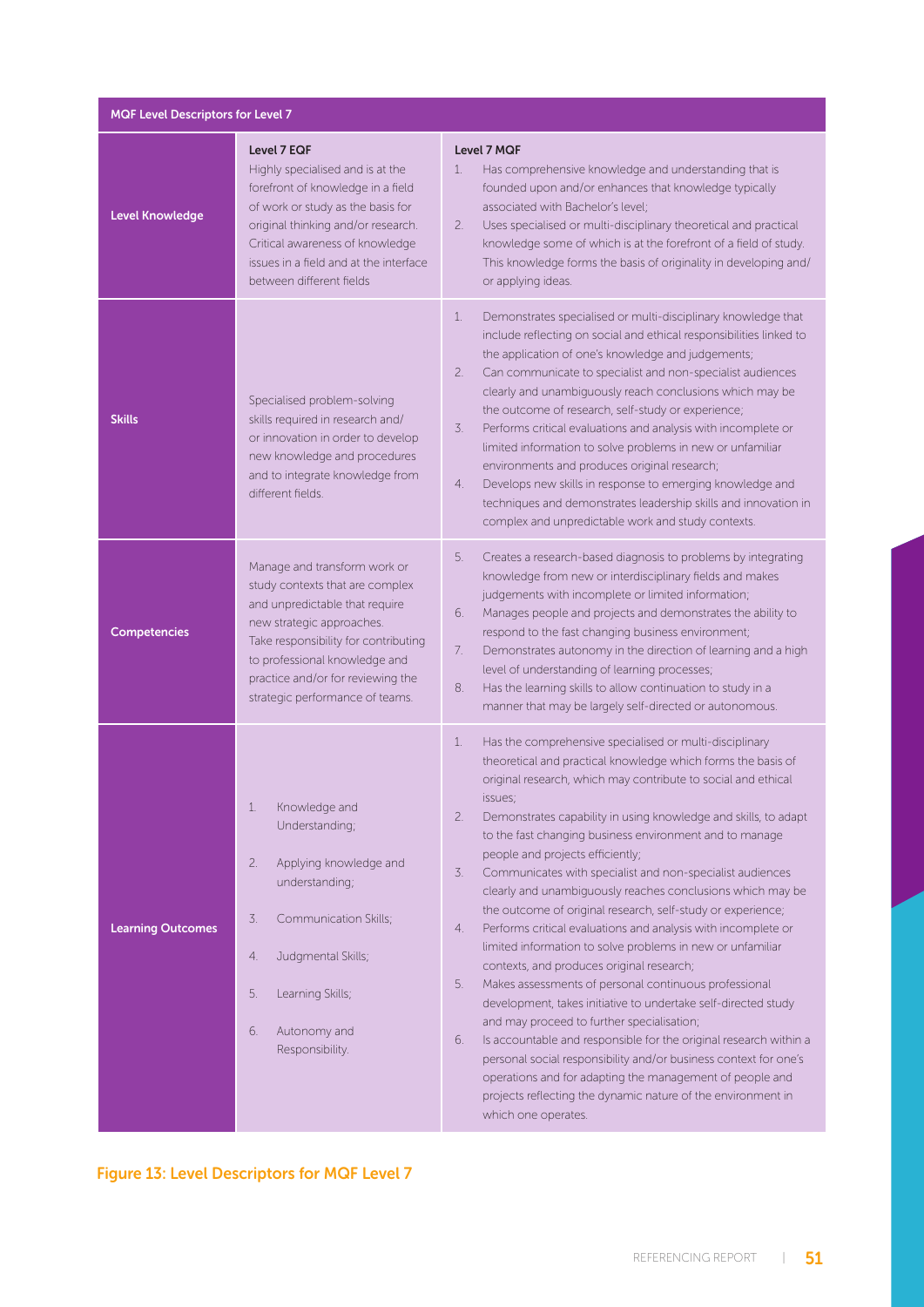| MQF Level Descriptors for Level 7 | | |
|---|---|---|
| **Level Knowledge** | **Level 7 EQF**<br>Highly specialised and is at the forefront of knowledge in a field of work or study as the basis for original thinking and/or research. Critical awareness of knowledge issues in a field and at the interface between different fields | **Level 7 MQF**<br>1. Has comprehensive knowledge and understanding that is founded upon and/or enhances that knowledge typically associated with Bachelor's level;<br>2. Uses specialised or multi-disciplinary theoretical and practical knowledge some of which is at the forefront of a field of study. This knowledge forms the basis of originality in developing and/ or applying ideas. |
| **Skills** | Specialised problem-solving skills required in research and/ or innovation in order to develop new knowledge and procedures and to integrate knowledge from different fields. | 1. Demonstrates specialised or multi-disciplinary knowledge that include reflecting on social and ethical responsibilities linked to the application of one's knowledge and judgements;<br>2. Can communicate to specialist and non-specialist audiences clearly and unambiguously reach conclusions which may be the outcome of research, self-study or experience;<br>3. Performs critical evaluations and analysis with incomplete or limited information to solve problems in new or unfamiliar environments and produces original research;<br>4. Develops new skills in response to emerging knowledge and techniques and demonstrates leadership skills and innovation in complex and unpredictable work and study contexts. |
| **Competencies** | Manage and transform work or study contexts that are complex and unpredictable that require new strategic approaches. Take responsibility for contributing to professional knowledge and practice and/or for reviewing the strategic performance of teams. | 5. Creates a research-based diagnosis to problems by integrating knowledge from new or interdisciplinary fields and makes judgements with incomplete or limited information;<br>6. Manages people and projects and demonstrates the ability to respond to the fast changing business environment;<br>7. Demonstrates autonomy in the direction of learning and a high level of understanding of learning processes;<br>8. Has the learning skills to allow continuation to study in a manner that may be largely self-directed or autonomous. |
| **Learning Outcomes** | 1. Knowledge and Understanding;<br>2. Applying knowledge and understanding;<br>3. Communication Skills;<br>4. Judgmental Skills;<br>5. Learning Skills;<br>6. Autonomy and Responsibility. | 1. Has the comprehensive specialised or multi-disciplinary theoretical and practical knowledge which forms the basis of original research, which may contribute to social and ethical issues;<br>2. Demonstrates capability in using knowledge and skills, to adapt to the fast changing business environment and to manage people and projects efficiently;<br>3. Communicates with specialist and non-specialist audiences clearly and unambiguously reaches conclusions which may be the outcome of original research, self-study or experience;<br>4. Performs critical evaluations and analysis with incomplete or limited information to solve problems in new or unfamiliar contexts, and produces original research;<br>5. Makes assessments of personal continuous professional development, takes initiative to undertake self-directed study and may proceed to further specialisation;<br>6. Is accountable and responsible for the original research within a personal social responsibility and/or business context for one's operations and for adapting the management of people and projects reflecting the dynamic nature of the environment in which one operates. |

Figure 13: Level Descriptors for MQF Level 7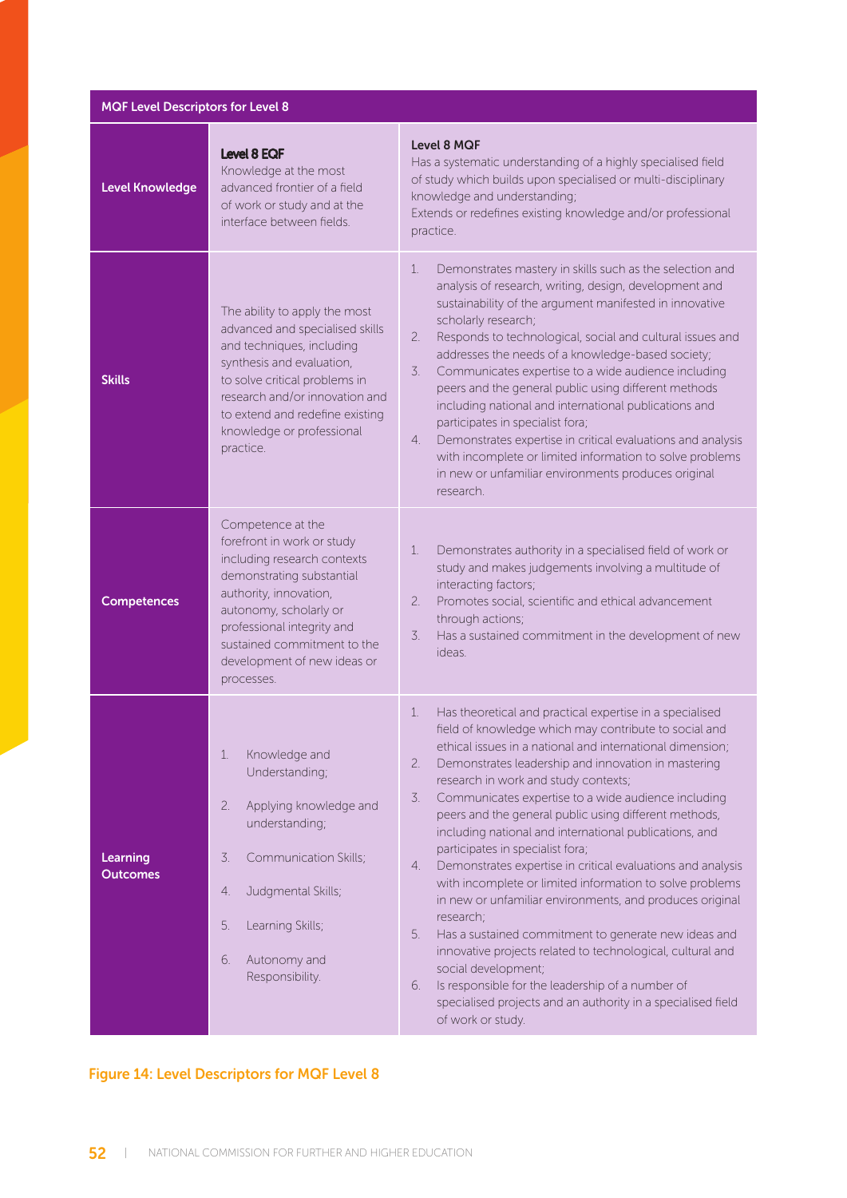| MQF Level Descriptors for Level 8 | | |
|---|---|---|
| **Level Knowledge** | **Level 8 EQF**<br>Knowledge at the most advanced frontier of a field of work or study and at the interface between fields. | **Level 8 MQF**<br>Has a systematic understanding of a highly specialised field of study which builds upon specialised or multi-disciplinary knowledge and understanding;<br>Extends or redefines existing knowledge and/or professional practice. |
| **Skills** | The ability to apply the most advanced and specialised skills and techniques, including synthesis and evaluation, to solve critical problems in research and/or innovation and to extend and redefine existing knowledge or professional practice. | 1. Demonstrates mastery in skills such as the selection and analysis of research, writing, design, development and sustainability of the argument manifested in innovative scholarly research;<br>2. Responds to technological, social and cultural issues and addresses the needs of a knowledge-based society;<br>3. Communicates expertise to a wide audience including peers and the general public using different methods including national and international publications and participates in specialist fora;<br>4. Demonstrates expertise in critical evaluations and analysis with incomplete or limited information to solve problems in new or unfamiliar environments produces original research. |
| **Competences** | Competence at the forefront in work or study including research contexts demonstrating substantial authority, innovation, autonomy, scholarly or professional integrity and sustained commitment to the development of new ideas or processes. | 1. Demonstrates authority in a specialised field of work or study and makes judgements involving a multitude of interacting factors;<br>2. Promotes social, scientific and ethical advancement through actions;<br>3. Has a sustained commitment in the development of new ideas. |
| **Learning Outcomes** | 1. Knowledge and Understanding;<br>2. Applying knowledge and understanding;<br>3. Communication Skills;<br>4. Judgmental Skills;<br>5. Learning Skills;<br>6. Autonomy and Responsibility. | 1. Has theoretical and practical expertise in a specialised field of knowledge which may contribute to social and ethical issues in a national and international dimension;<br>2. Demonstrates leadership and innovation in mastering research in work and study contexts;<br>3. Communicates expertise to a wide audience including peers and the general public using different methods, including national and international publications, and participates in specialist fora;<br>4. Demonstrates expertise in critical evaluations and analysis with incomplete or limited information to solve problems in new or unfamiliar environments, and produces original research;<br>5. Has a sustained commitment to generate new ideas and innovative projects related to technological, cultural and social development;<br>6. Is responsible for the leadership of a number of specialised projects and an authority in a specialised field of work or study. |

Figure 14: Level Descriptors for MQF Level 8